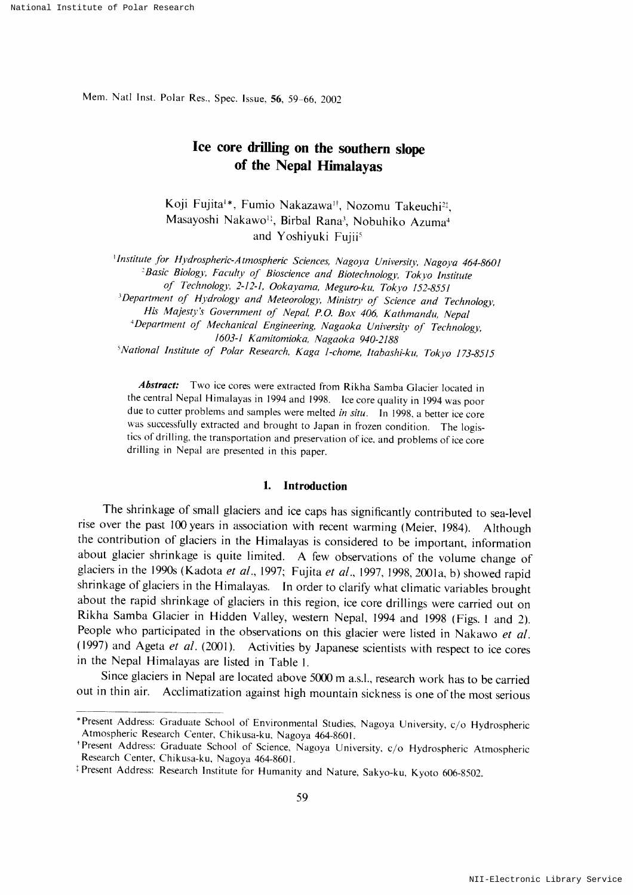# Ice core drilling on the southern slope of the Nepal Himalayas

Koji Fujita[1]*, Fumio Nakazawa[1†], Nozomu Takeuchi[2‡], Masayoshi Nakawo[1‡], Birbal Rana[3], Nobuhiko Azuma[4] and Yoshiyuki Fujii[5]

[1] *Institute for Hydrospheric-Atmospheric Sciences, Nagoya University, Nagoya 464-8601*
[2] *Basic Biology, Faculty of Bioscience and Biotechnology, Tokyo Institute of Technology, 2-12-1, Ookayama, Meguro-ku, Tokyo 152-8551*
[3] *Department of Hydrology and Meteorology, Ministry of Science and Technology, His Majesty's Government of Nepal, P.O. Box 406, Kathmandu, Nepal*
[4] *Department of Mechanical Engineering, Nagaoka University of Technology, 1603-1 Kamitomioka, Nagaoka 940-2188*
[5] *National Institute of Polar Research, Kaga 1-chome, Itabashi-ku, Tokyo 173-8515*

***Abstract:*** Two ice cores were extracted from Rikha Samba Glacier located in the central Nepal Himalayas in 1994 and 1998. Ice core quality in 1994 was poor due to cutter problems and samples were melted *in situ*. In 1998, a better ice core was successfully extracted and brought to Japan in frozen condition. The logistics of drilling, the transportation and preservation of ice, and problems of ice core drilling in Nepal are presented in this paper.

## 1. Introduction

The shrinkage of small glaciers and ice caps has significantly contributed to sea-level rise over the past 100 years in association with recent warming (Meier, 1984). Although the contribution of glaciers in the Himalayas is considered to be important, information about glacier shrinkage is quite limited. A few observations of the volume change of glaciers in the 1990s (Kadota *et al*., 1997; Fujita *et al*., 1997, 1998, 2001a, b) showed rapid shrinkage of glaciers in the Himalayas. In order to clarify what climatic variables brought about the rapid shrinkage of glaciers in this region, ice core drillings were carried out on Rikha Samba Glacier in Hidden Valley, western Nepal, 1994 and 1998 (Figs. 1 and 2). People who participated in the observations on this glacier were listed in Nakawo *et al*. (1997) and Ageta *et al*. (2001). Activities by Japanese scientists with respect to ice cores in the Nepal Himalayas are listed in Table 1.

Since glaciers in Nepal are located above 5000 m a.s.l., research work has to be carried out in thin air. Acclimatization against high mountain sickness is one of the most serious

---

*Present Address: Graduate School of Environmental Studies, Nagoya University, c/o Hydrospheric Atmospheric Research Center, Chikusa-ku, Nagoya 464-8601.

†Present Address: Graduate School of Science, Nagoya University, c/o Hydrospheric Atmospheric Research Center, Chikusa-ku, Nagoya 464-8601.

‡Present Address: Research Institute for Humanity and Nature, Sakyo-ku, Kyoto 606-8502.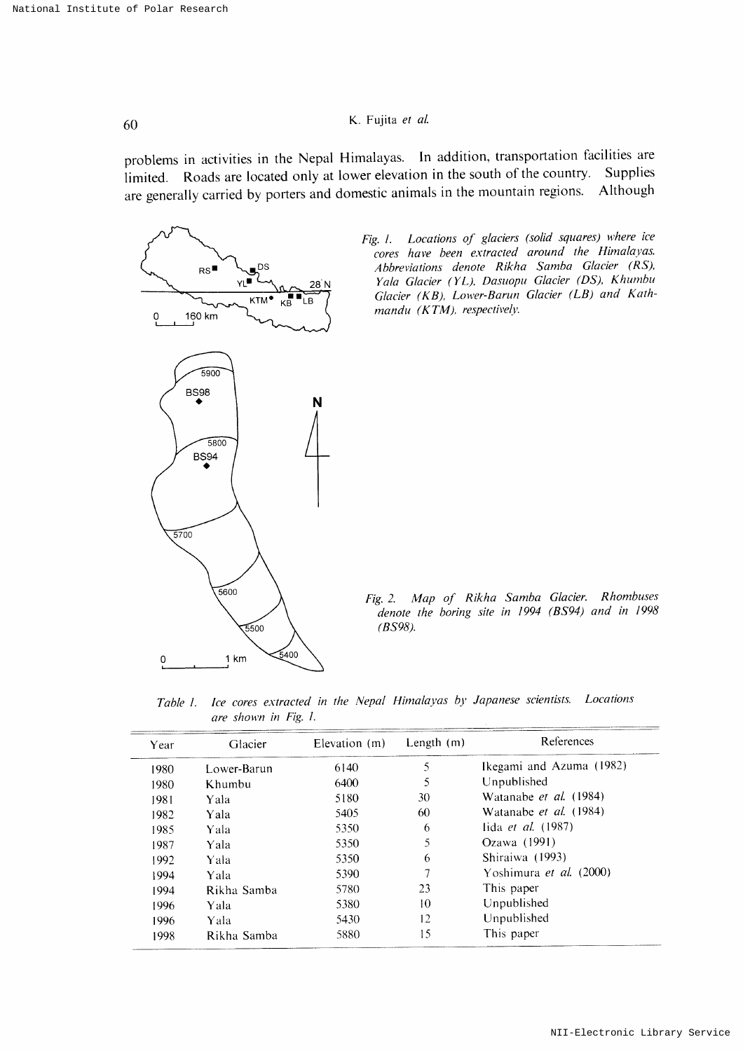problems in activities in the Nepal Himalayas. In addition, transportation facilities are limited. Roads are located only at lower elevation in the south of the country. Supplies are generally carried by porters and domestic animals in the mountain regions. Although

*Fig. 1. Locations of glaciers (solid squares) where ice cores have been extracted around the Himalayas. Abbreviations denote Rikha Samba Glacier (RS), Yala Glacier (YL), Dasuopu Glacier (DS), Khumbu Glacier (KB), Lower-Barun Glacier (LB) and Kathmandu (KTM), respectively.*

*Fig. 2. Map of Rikha Samba Glacier. Rhombuses denote the boring site in 1994 (BS94) and in 1998 (BS98).*

*Table 1. Ice cores extracted in the Nepal Himalayas by Japanese scientists. Locations are shown in Fig. 1.*

| Year | Glacier | Elevation (m) | Length (m) | References |
|---|---|---|---|---|
| 1980 | Lower-Barun | 6140 | 5 | Ikegami and Azuma (1982) |
| 1980 | Khumbu | 6400 | 5 | Unpublished |
| 1981 | Yala | 5180 | 30 | Watanabe *et al.* (1984) |
| 1982 | Yala | 5405 | 60 | Watanabe *et al.* (1984) |
| 1985 | Yala | 5350 | 6 | Iida *et al.* (1987) |
| 1987 | Yala | 5350 | 5 | Ozawa (1991) |
| 1992 | Yala | 5350 | 6 | Shiraiwa (1993) |
| 1994 | Yala | 5390 | 7 | Yoshimura *et al.* (2000) |
| 1994 | Rikha Samba | 5780 | 23 | This paper |
| 1996 | Yala | 5380 | 10 | Unpublished |
| 1996 | Yala | 5430 | 12 | Unpublished |
| 1998 | Rikha Samba | 5880 | 15 | This paper |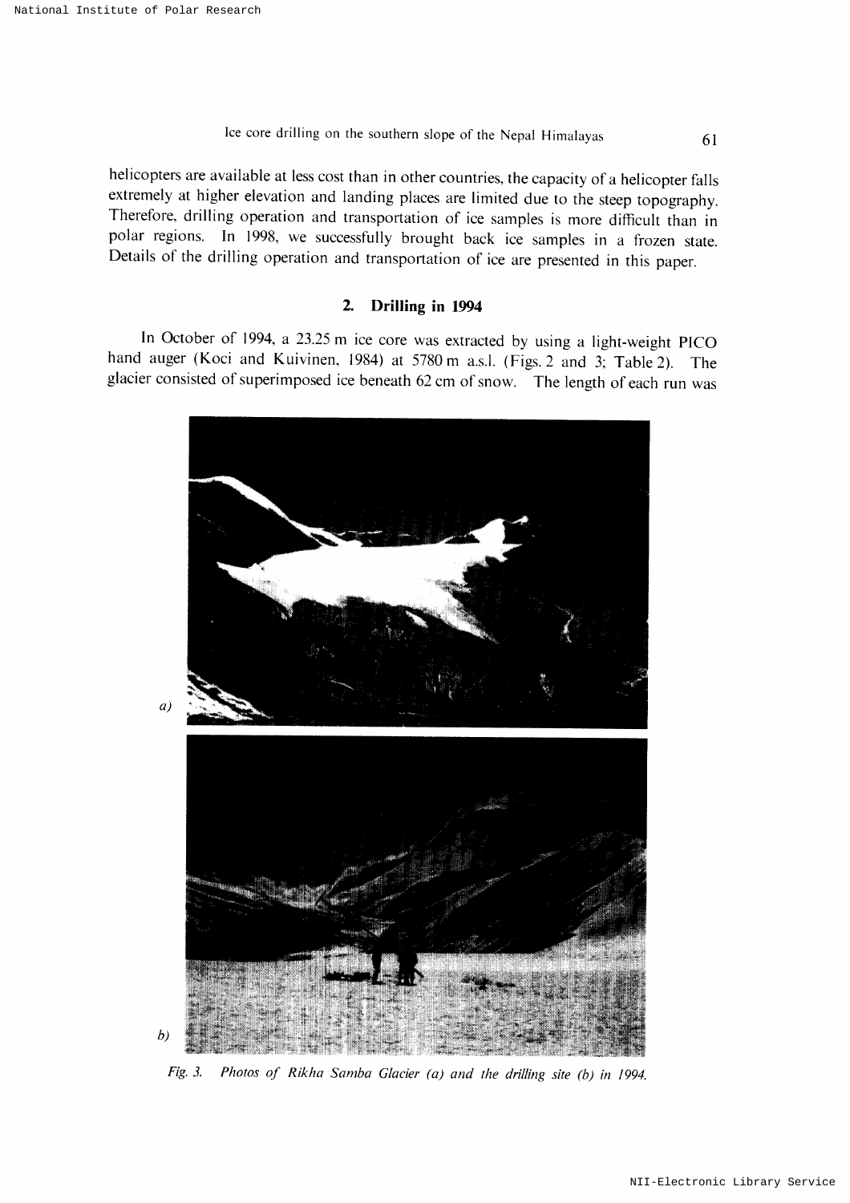helicopters are available at less cost than in other countries, the capacity of a helicopter falls extremely at higher elevation and landing places are limited due to the steep topography. Therefore, drilling operation and transportation of ice samples is more difficult than in polar regions. In 1998, we successfully brought back ice samples in a frozen state. Details of the drilling operation and transportation of ice are presented in this paper.

## 2. Drilling in 1994

In October of 1994, a 23.25 m ice core was extracted by using a light-weight PICO hand auger (Koci and Kuivinen, 1984) at 5780 m a.s.l. (Figs. 2 and 3; Table 2). The glacier consisted of superimposed ice beneath 62 cm of snow. The length of each run was

*Fig. 3. Photos of Rikha Samba Glacier (a) and the drilling site (b) in 1994.*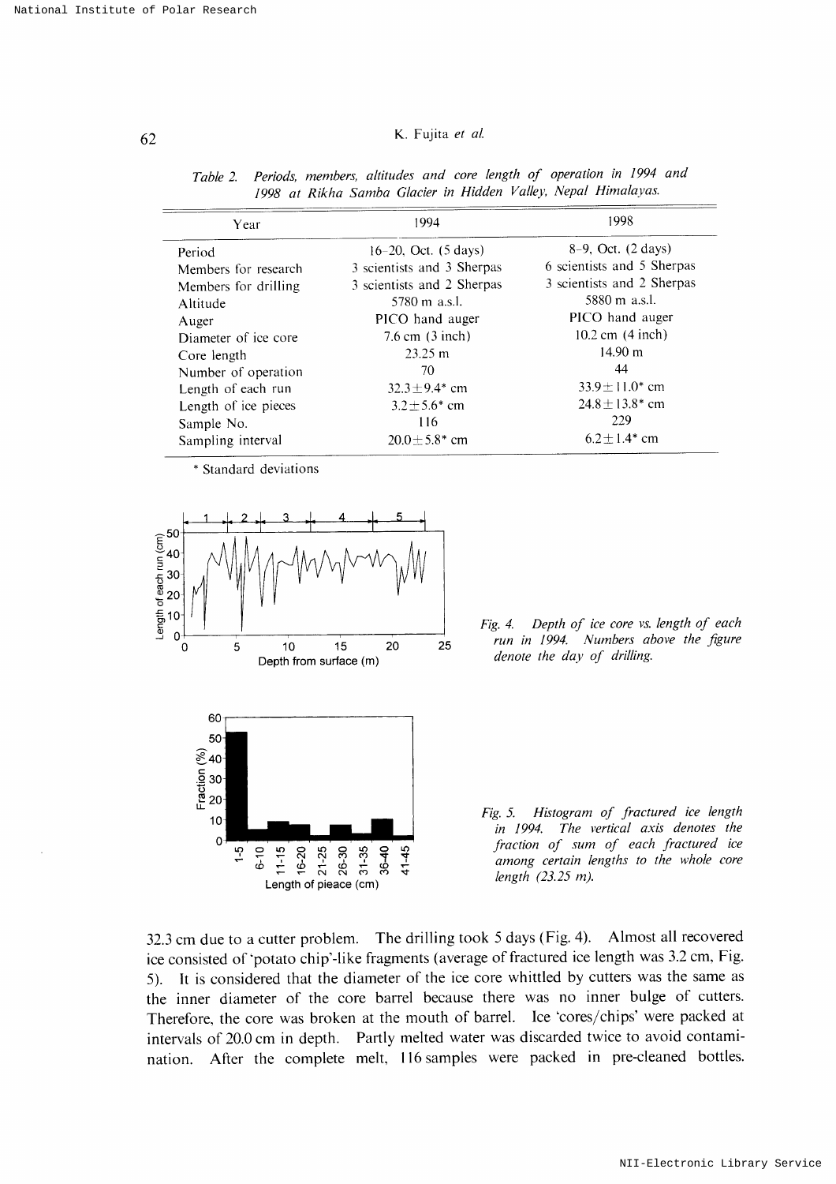Table 2. *Periods, members, altitudes and core length of operation in 1994 and 1998 at Rikha Samba Glacier in Hidden Valley, Nepal Himalayas.*

| Year | 1994 | 1998 |
|---|---|---|
| Period | 16–20, Oct. (5 days) | 8–9, Oct. (2 days) |
| Members for research | 3 scientists and 3 Sherpas | 6 scientists and 5 Sherpas |
| Members for drilling | 3 scientists and 2 Sherpas | 3 scientists and 2 Sherpas |
| Altitude | 5780 m a.s.l. | 5880 m a.s.l. |
| Auger | PICO hand auger | PICO hand auger |
| Diameter of ice core | 7.6 cm (3 inch) | 10.2 cm (4 inch) |
| Core length | 23.25 m | 14.90 m |
| Number of operation | 70 | 44 |
| Length of each run | 32.3±9.4* cm | 33.9±11.0* cm |
| Length of ice pieces | 3.2±5.6* cm | 24.8±13.8* cm |
| Sample No. | 116 | 229 |
| Sampling interval | 20.0±5.8* cm | 6.2±1.4* cm |

\* Standard deviations

*Fig. 4. Depth of ice core vs. length of each run in 1994. Numbers above the figure denote the day of drilling.*

*Fig. 5. Histogram of fractured ice length in 1994. The vertical axis denotes the fraction of sum of each fractured ice among certain lengths to the whole core length (23.25 m).*

32.3 cm due to a cutter problem. The drilling took 5 days (Fig. 4). Almost all recovered ice consisted of 'potato chip'-like fragments (average of fractured ice length was 3.2 cm, Fig. 5). It is considered that the diameter of the ice core whittled by cutters was the same as the inner diameter of the core barrel because there was no inner bulge of cutters. Therefore, the core was broken at the mouth of barrel. Ice 'cores/chips' were packed at intervals of 20.0 cm in depth. Partly melted water was discarded twice to avoid contamination. After the complete melt, 116 samples were packed in pre-cleaned bottles.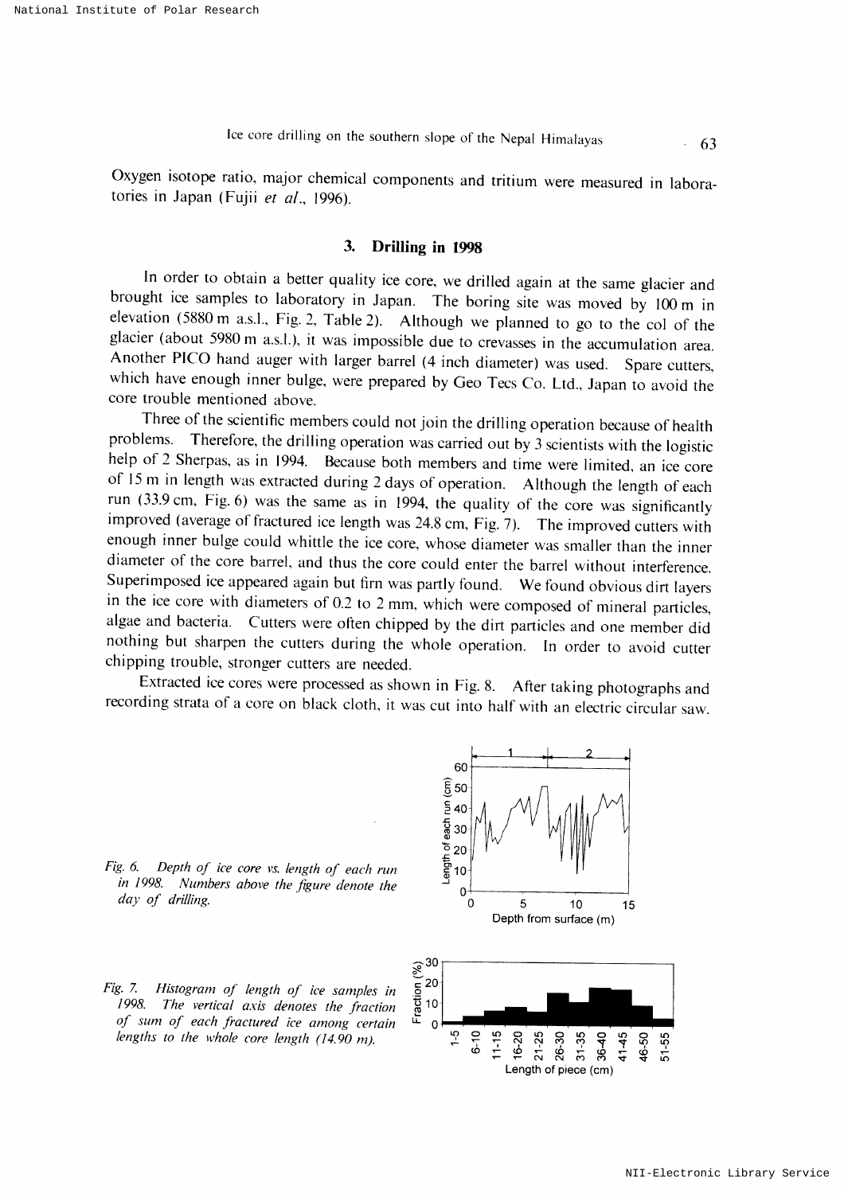Oxygen isotope ratio, major chemical components and tritium were measured in laboratories in Japan (Fujii *et al.*, 1996).

## 3. Drilling in 1998

In order to obtain a better quality ice core, we drilled again at the same glacier and brought ice samples to laboratory in Japan. The boring site was moved by 100 m in elevation (5880 m a.s.l., Fig. 2, Table 2). Although we planned to go to the col of the glacier (about 5980 m a.s.l.), it was impossible due to crevasses in the accumulation area. Another PICO hand auger with larger barrel (4 inch diameter) was used. Spare cutters, which have enough inner bulge, were prepared by Geo Tecs Co. Ltd., Japan to avoid the core trouble mentioned above.

Three of the scientific members could not join the drilling operation because of health problems. Therefore, the drilling operation was carried out by 3 scientists with the logistic help of 2 Sherpas, as in 1994. Because both members and time were limited, an ice core of 15 m in length was extracted during 2 days of operation. Although the length of each run (33.9 cm, Fig. 6) was the same as in 1994, the quality of the core was significantly improved (average of fractured ice length was 24.8 cm, Fig. 7). The improved cutters with enough inner bulge could whittle the ice core, whose diameter was smaller than the inner diameter of the core barrel, and thus the core could enter the barrel without interference. Superimposed ice appeared again but firn was partly found. We found obvious dirt layers in the ice core with diameters of 0.2 to 2 mm, which were composed of mineral particles, algae and bacteria. Cutters were often chipped by the dirt particles and one member did nothing but sharpen the cutters during the whole operation. In order to avoid cutter chipping trouble, stronger cutters are needed.

Extracted ice cores were processed as shown in Fig. 8. After taking photographs and recording strata of a core on black cloth, it was cut into half with an electric circular saw.

*Fig. 6. Depth of ice core vs. length of each run in 1998. Numbers above the figure denote the day of drilling.*

*Fig. 7. Histogram of length of ice samples in 1998. The vertical axis denotes the fraction of sum of each fractured ice among certain lengths to the whole core length (14.90 m).*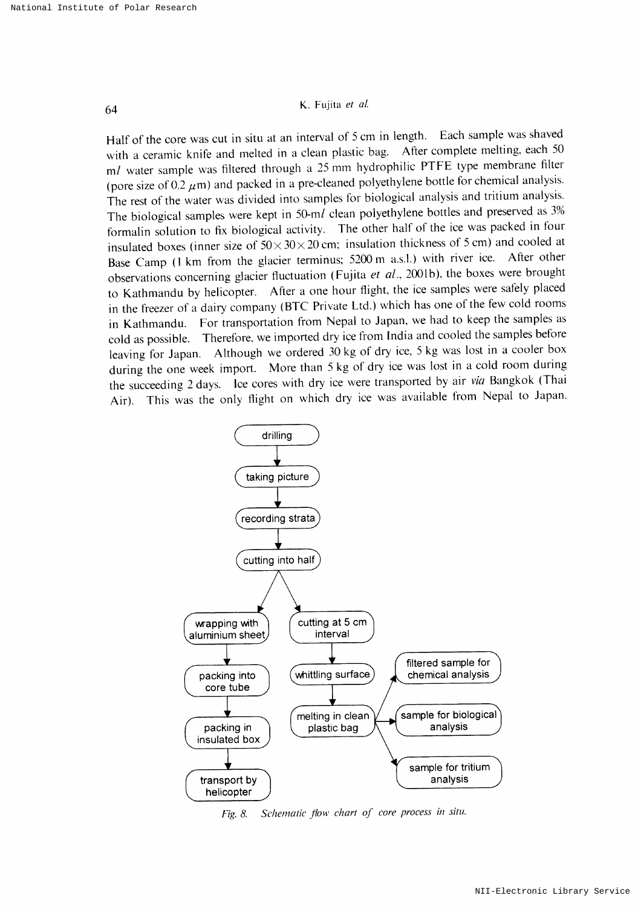Half of the core was cut in situ at an interval of 5 cm in length. Each sample was shaved with a ceramic knife and melted in a clean plastic bag. After complete melting, each 50 m$l$ water sample was filtered through a 25 mm hydrophilic PTFE type membrane filter (pore size of 0.2 $\mu$m) and packed in a pre-cleaned polyethylene bottle for chemical analysis. The rest of the water was divided into samples for biological analysis and tritium analysis. The biological samples were kept in 50-m$l$ clean polyethylene bottles and preserved as 3% formalin solution to fix biological activity. The other half of the ice was packed in four insulated boxes (inner size of $50 \times 30 \times 20$ cm; insulation thickness of 5 cm) and cooled at Base Camp (1 km from the glacier terminus; 5200 m a.s.l.) with river ice. After other observations concerning glacier fluctuation (Fujita *et al.*, 2001b), the boxes were brought to Kathmandu by helicopter. After a one hour flight, the ice samples were safely placed in the freezer of a dairy company (BTC Private Ltd.) which has one of the few cold rooms in Kathmandu. For transportation from Nepal to Japan, we had to keep the samples as cold as possible. Therefore, we imported dry ice from India and cooled the samples before leaving for Japan. Although we ordered 30 kg of dry ice, 5 kg was lost in a cooler box during the one week import. More than 5 kg of dry ice was lost in a cold room during the succeeding 2 days. Ice cores with dry ice were transported by air *via* Bangkok (Thai Air). This was the only flight on which dry ice was available from Nepal to Japan.

drilling → taking picture → recording strata → cutting into half

- wrapping with aluminium sheet → packing into core tube → packing in insulated box → transport by helicopter
- cutting at 5 cm interval → whittling surface → melting in clean plastic bag → filtered sample for chemical analysis / sample for biological analysis / sample for tritium analysis

*Fig. 8. Schematic flow chart of core process in situ.*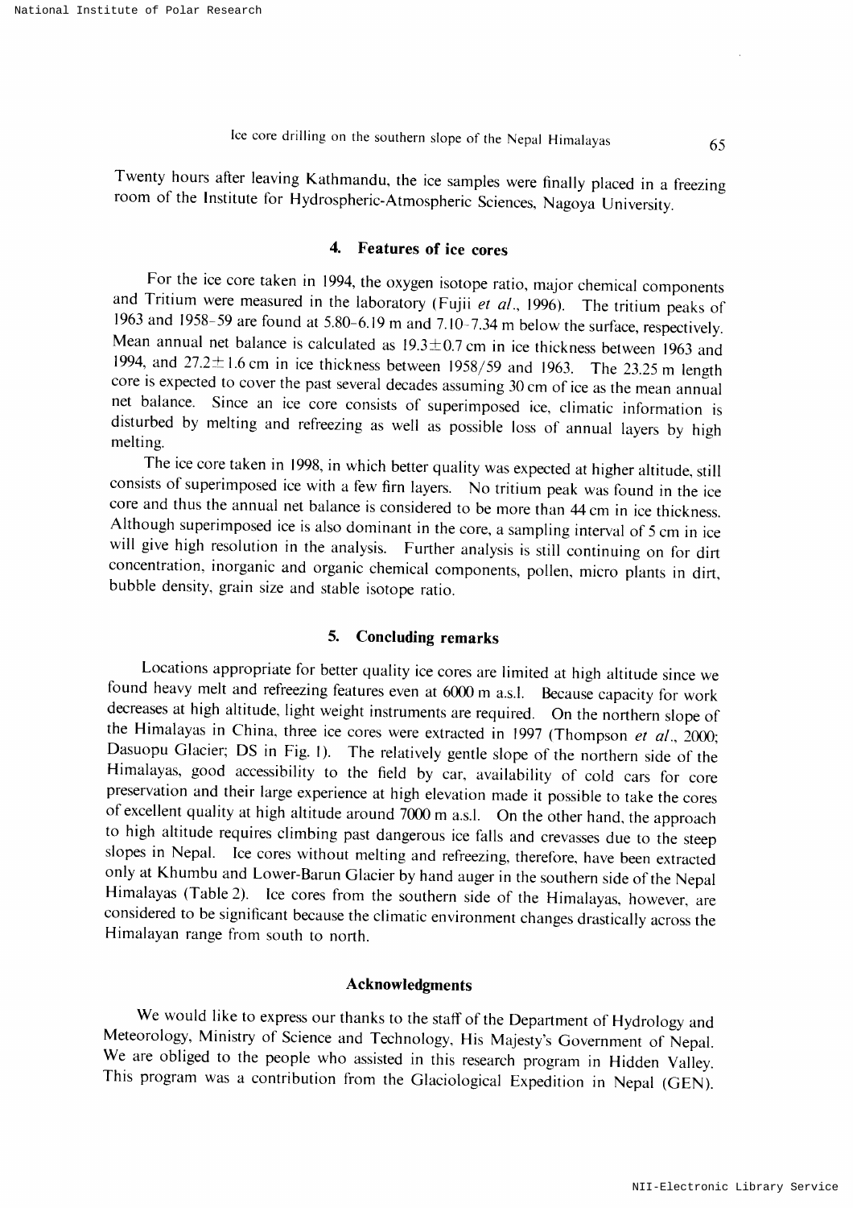Twenty hours after leaving Kathmandu, the ice samples were finally placed in a freezing room of the Institute for Hydrospheric-Atmospheric Sciences, Nagoya University.

## 4. Features of ice cores

For the ice core taken in 1994, the oxygen isotope ratio, major chemical components and Tritium were measured in the laboratory (Fujii *et al.*, 1996). The tritium peaks of 1963 and 1958–59 are found at 5.80–6.19 m and 7.10–7.34 m below the surface, respectively. Mean annual net balance is calculated as $19.3 \pm 0.7$ cm in ice thickness between 1963 and 1994, and $27.2 \pm 1.6$ cm in ice thickness between 1958/59 and 1963. The 23.25 m length core is expected to cover the past several decades assuming 30 cm of ice as the mean annual net balance. Since an ice core consists of superimposed ice, climatic information is disturbed by melting and refreezing as well as possible loss of annual layers by high melting.

The ice core taken in 1998, in which better quality was expected at higher altitude, still consists of superimposed ice with a few firn layers. No tritium peak was found in the ice core and thus the annual net balance is considered to be more than 44 cm in ice thickness. Although superimposed ice is also dominant in the core, a sampling interval of 5 cm in ice will give high resolution in the analysis. Further analysis is still continuing on for dirt concentration, inorganic and organic chemical components, pollen, micro plants in dirt, bubble density, grain size and stable isotope ratio.

## 5. Concluding remarks

Locations appropriate for better quality ice cores are limited at high altitude since we found heavy melt and refreezing features even at 6000 m a.s.l. Because capacity for work decreases at high altitude, light weight instruments are required. On the northern slope of the Himalayas in China, three ice cores were extracted in 1997 (Thompson *et al.*, 2000; Dasuopu Glacier; DS in Fig. 1). The relatively gentle slope of the northern side of the Himalayas, good accessibility to the field by car, availability of cold cars for core preservation and their large experience at high elevation made it possible to take the cores of excellent quality at high altitude around 7000 m a.s.l. On the other hand, the approach to high altitude requires climbing past dangerous ice falls and crevasses due to the steep slopes in Nepal. Ice cores without melting and refreezing, therefore, have been extracted only at Khumbu and Lower-Barun Glacier by hand auger in the southern side of the Nepal Himalayas (Table 2). Ice cores from the southern side of the Himalayas, however, are considered to be significant because the climatic environment changes drastically across the Himalayan range from south to north.

## Acknowledgments

We would like to express our thanks to the staff of the Department of Hydrology and Meteorology, Ministry of Science and Technology, His Majesty's Government of Nepal. We are obliged to the people who assisted in this research program in Hidden Valley. This program was a contribution from the Glaciological Expedition in Nepal (GEN).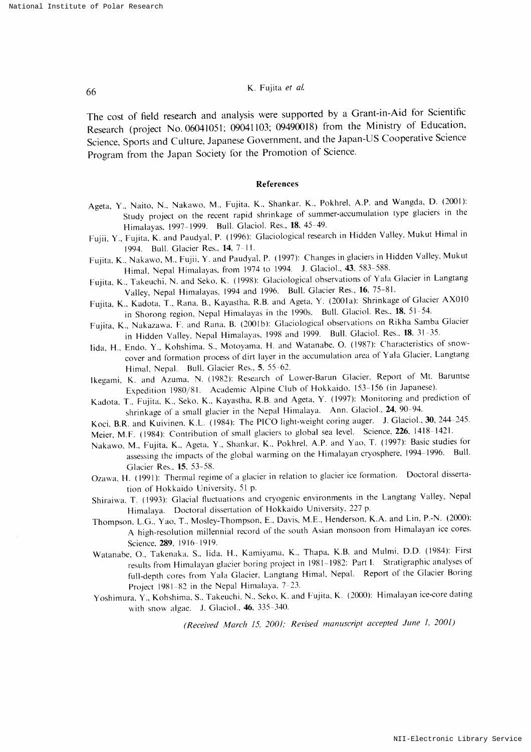The cost of field research and analysis were supported by a Grant-in-Aid for Scientific Research (project No. 06041051; 09041103; 09490018) from the Ministry of Education, Science, Sports and Culture, Japanese Government, and the Japan-US Cooperative Science Program from the Japan Society for the Promotion of Science.

## References

Ageta, Y., Naito, N., Nakawo, M., Fujita, K., Shankar, K., Pokhrel, A.P. and Wangda, D. (2001): Study project on the recent rapid shrinkage of summer-accumulation type glaciers in the Himalayas, 1997–1999. Bull. Glaciol. Res., **18**, 45–49.

Fujii, Y., Fujita, K. and Paudyal, P. (1996): Glaciological research in Hidden Valley, Mukut Himal in 1994. Bull. Glacier Res., **14**, 7–11.

Fujita, K., Nakawo, M., Fujii, Y. and Paudyal, P. (1997): Changes in glaciers in Hidden Valley, Mukut Himal, Nepal Himalayas, from 1974 to 1994. J. Glaciol., **43**, 583–588.

Fujita, K., Takeuchi, N. and Seko, K. (1998): Glaciological observations of Yala Glacier in Langtang Valley, Nepal Himalayas, 1994 and 1996. Bull. Glacier Res., **16**, 75–81.

Fujita, K., Kadota, T., Rana, B., Kayastha, R.B. and Ageta, Y. (2001a): Shrinkage of Glacier AX010 in Shorong region, Nepal Himalayas in the 1990s. Bull. Glaciol. Res., **18**, 51–54.

Fujita, K., Nakazawa, F. and Rana, B. (2001b): Glaciological observations on Rikha Samba Glacier in Hidden Valley, Nepal Himalayas, 1998 and 1999. Bull. Glaciol. Res., **18**, 31–35.

Iida, H., Endo, Y., Kohshima, S., Motoyama, H. and Watanabe, O. (1987): Characteristics of snow-cover and formation process of dirt layer in the accumulation area of Yala Glacier, Langtang Himal, Nepal. Bull. Glacier Res., **5**, 55–62.

Ikegami, K. and Azuma, N. (1982): Research of Lower-Barun Glacier, Report of Mt. Baruntse Expedition 1980/81. Academic Alpine Club of Hokkaido, 153–156 (in Japanese).

Kadota, T., Fujita, K., Seko, K., Kayastha, R.B. and Ageta, Y. (1997): Monitoring and prediction of shrinkage of a small glacier in the Nepal Himalaya. Ann. Glaciol., **24**, 90–94.

Koci, B.R. and Kuivinen, K.L. (1984): The PICO light-weight coring auger. J. Glaciol., **30**, 244–245.

Meier, M.F. (1984): Contribution of small glaciers to global sea level. Science, **226**, 1418–1421.

Nakawo, M., Fujita, K., Ageta, Y., Shankar, K., Pokhrel, A.P. and Yao, T. (1997): Basic studies for assessing the impacts of the global warming on the Himalayan cryosphere, 1994–1996. Bull. Glacier Res., **15**, 53–58.

Ozawa, H. (1991): Thermal regime of a glacier in relation to glacier ice formation. Doctoral dissertation of Hokkaido University, 51 p.

Shiraiwa, T. (1993): Glacial fluctuations and cryogenic environments in the Langtang Valley, Nepal Himalaya. Doctoral dissertation of Hokkaido University, 227 p.

Thompson, L.G., Yao, T., Mosley-Thompson, E., Davis, M.E., Henderson, K.A. and Lin, P.-N. (2000): A high-resolution millennial record of the south Asian monsoon from Himalayan ice cores. Science, **289**, 1916–1919.

Watanabe, O., Takenaka, S., Iida, H., Kamiyama, K., Thapa, K.B. and Mulmi, D.D. (1984): First results from Himalayan glacier boring project in 1981–1982: Part I. Stratigraphic analyses of full-depth cores from Yala Glacier, Langtang Himal, Nepal. Report of the Glacier Boring Project 1981–82 in the Nepal Himalaya, 7–23.

Yoshimura, Y., Kohshima, S., Takeuchi, N., Seko, K. and Fujita, K. (2000): Himalayan ice-core dating with snow algae. J. Glaciol., **46**, 335–340.

*(Received March 15, 2001; Revised manuscript accepted June 1, 2001)*